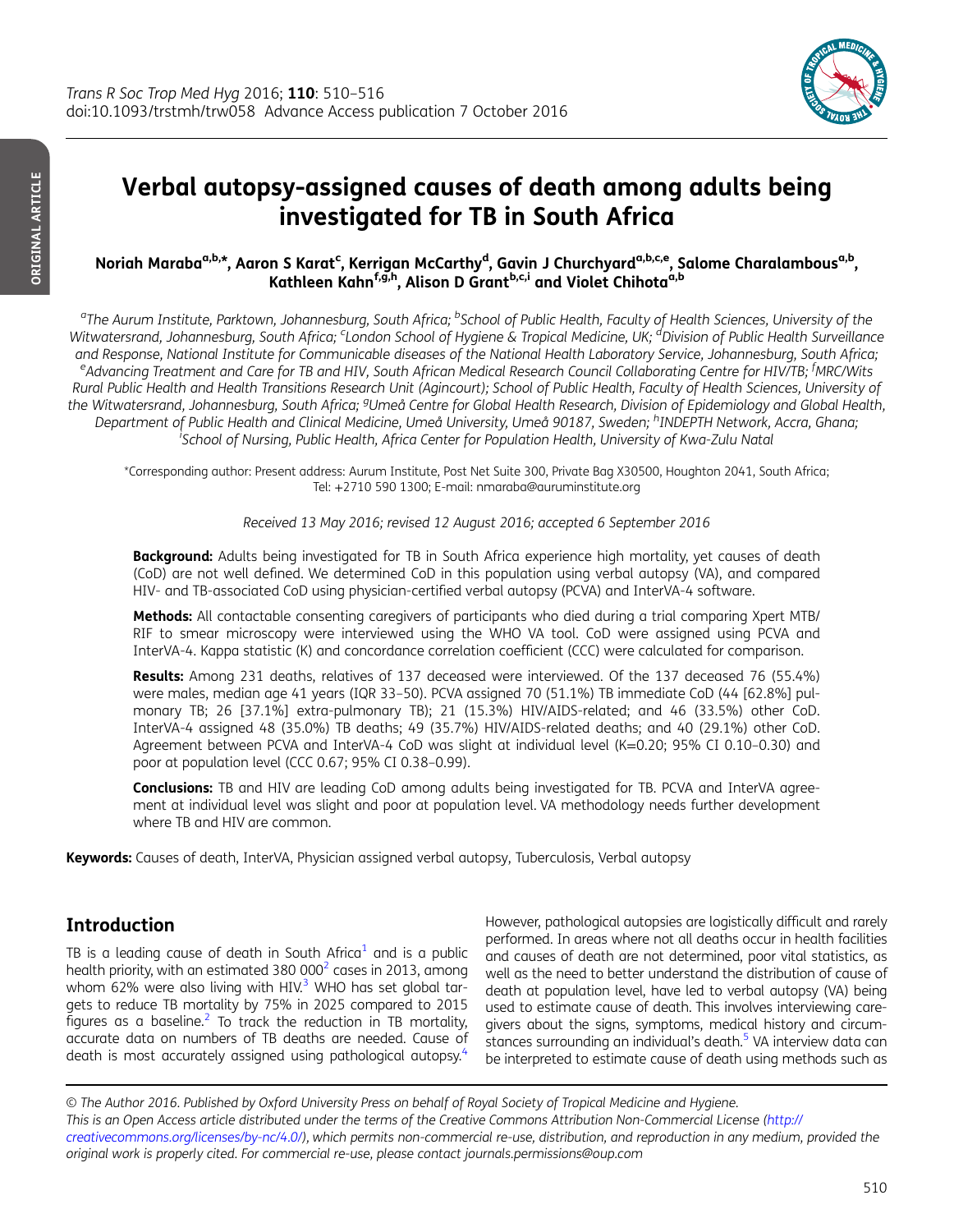# Verbal autopsy-assigned causes of death among adults being investigated for TB in South Africa

**Noriah Maraba[a,b,*], Aaron S Karat[c], Kerrigan McCarthy[d], Gavin J Churchyard[a,b,c,e], Salome Charalambous[a,b], Kathleen Kahn[f,g,h], Alison D Grant[b,c,i] and Violet Chihota[a,b]**

[a]The Aurum Institute, Parktown, Johannesburg, South Africa; [b]School of Public Health, Faculty of Health Sciences, University of the Witwatersrand, Johannesburg, South Africa; [c]London School of Hygiene & Tropical Medicine, UK; [d]Division of Public Health Surveillance and Response, National Institute for Communicable diseases of the National Health Laboratory Service, Johannesburg, South Africa; [e]Advancing Treatment and Care for TB and HIV, South African Medical Research Council Collaborating Centre for HIV/TB; [f]MRC/Wits Rural Public Health and Health Transitions Research Unit (Agincourt); School of Public Health, Faculty of Health Sciences, University of the Witwatersrand, Johannesburg, South Africa; [g]Umeå Centre for Global Health Research, Division of Epidemiology and Global Health, Department of Public Health and Clinical Medicine, Umeå University, Umeå 90187, Sweden; [h]INDEPTH Network, Accra, Ghana; [i]School of Nursing, Public Health, Africa Center for Population Health, University of Kwa-Zulu Natal

*Corresponding author: Present address: Aurum Institute, Post Net Suite 300, Private Bag X30500, Houghton 2041, South Africa; Tel: +2710 590 1300; E-mail: nmaraba@auruminstitute.org

*Received 13 May 2016; revised 12 August 2016; accepted 6 September 2016*

**Background:** Adults being investigated for TB in South Africa experience high mortality, yet causes of death (CoD) are not well defined. We determined CoD in this population using verbal autopsy (VA), and compared HIV- and TB-associated CoD using physician-certified verbal autopsy (PCVA) and InterVA-4 software.

**Methods:** All contactable consenting caregivers of participants who died during a trial comparing Xpert MTB/RIF to smear microscopy were interviewed using the WHO VA tool. CoD were assigned using PCVA and InterVA-4. Kappa statistic (K) and concordance correlation coefficient (CCC) were calculated for comparison.

**Results:** Among 231 deaths, relatives of 137 deceased were interviewed. Of the 137 deceased 76 (55.4%) were males, median age 41 years (IQR 33–50). PCVA assigned 70 (51.1%) TB immediate CoD (44 [62.8%] pulmonary TB; 26 [37.1%] extra-pulmonary TB); 21 (15.3%) HIV/AIDS-related; and 46 (33.5%) other CoD. InterVA-4 assigned 48 (35.0%) TB deaths; 49 (35.7%) HIV/AIDS-related deaths; and 40 (29.1%) other CoD. Agreement between PCVA and InterVA-4 CoD was slight at individual level (K=0.20; 95% CI 0.10–0.30) and poor at population level (CCC 0.67; 95% CI 0.38–0.99).

**Conclusions:** TB and HIV are leading CoD among adults being investigated for TB. PCVA and InterVA agreement at individual level was slight and poor at population level. VA methodology needs further development where TB and HIV are common.

**Keywords:** Causes of death, InterVA, Physician assigned verbal autopsy, Tuberculosis, Verbal autopsy

## Introduction

TB is a leading cause of death in South Africa[1] and is a public health priority, with an estimated 380 000[2] cases in 2013, among whom 62% were also living with HIV.[3] WHO has set global targets to reduce TB mortality by 75% in 2025 compared to 2015 figures as a baseline.[2] To track the reduction in TB mortality, accurate data on numbers of TB deaths are needed. Cause of death is most accurately assigned using pathological autopsy.[4] However, pathological autopsies are logistically difficult and rarely performed. In areas where not all deaths occur in health facilities and causes of death are not determined, poor vital statistics, as well as the need to better understand the distribution of cause of death at population level, have led to verbal autopsy (VA) being used to estimate cause of death. This involves interviewing caregivers about the signs, symptoms, medical history and circumstances surrounding an individual's death.[5] VA interview data can be interpreted to estimate cause of death using methods such as

© The Author 2016. Published by Oxford University Press on behalf of Royal Society of Tropical Medicine and Hygiene. This is an Open Access article distributed under the terms of the Creative Commons Attribution Non-Commercial License (http://creativecommons.org/licenses/by-nc/4.0/), which permits non-commercial re-use, distribution, and reproduction in any medium, provided the original work is properly cited. For commercial re-use, please contact journals.permissions@oup.com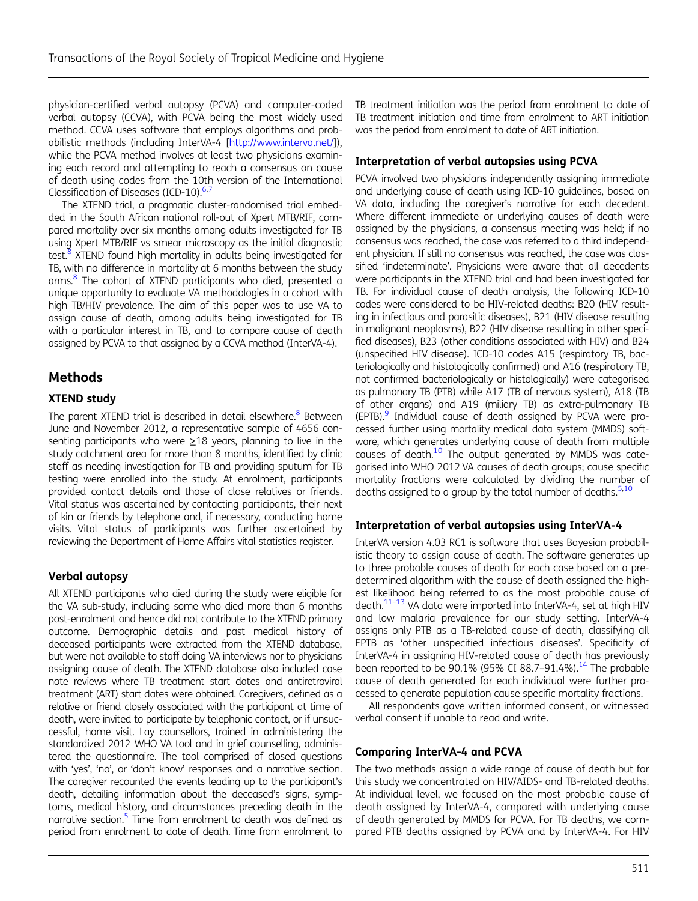physician-certified verbal autopsy (PCVA) and computer-coded verbal autopsy (CCVA), with PCVA being the most widely used method. CCVA uses software that employs algorithms and probabilistic methods (including InterVA-4 [http://www.interva.net/]), while the PCVA method involves at least two physicians examining each record and attempting to reach a consensus on cause of death using codes from the 10th version of the International Classification of Diseases (ICD-10).[6,7]

The XTEND trial, a pragmatic cluster-randomised trial embedded in the South African national roll-out of Xpert MTB/RIF, compared mortality over six months among adults investigated for TB using Xpert MTB/RIF vs smear microscopy as the initial diagnostic test.[8] XTEND found high mortality in adults being investigated for TB, with no difference in mortality at 6 months between the study arms.[8] The cohort of XTEND participants who died, presented a unique opportunity to evaluate VA methodologies in a cohort with high TB/HIV prevalence. The aim of this paper was to use VA to assign cause of death, among adults being investigated for TB with a particular interest in TB, and to compare cause of death assigned by PCVA to that assigned by a CCVA method (InterVA-4).

## Methods

### XTEND study

The parent XTEND trial is described in detail elsewhere.[8] Between June and November 2012, a representative sample of 4656 consenting participants who were ≥18 years, planning to live in the study catchment area for more than 8 months, identified by clinic staff as needing investigation for TB and providing sputum for TB testing were enrolled into the study. At enrolment, participants provided contact details and those of close relatives or friends. Vital status was ascertained by contacting participants, their next of kin or friends by telephone and, if necessary, conducting home visits. Vital status of participants was further ascertained by reviewing the Department of Home Affairs vital statistics register.

### Verbal autopsy

All XTEND participants who died during the study were eligible for the VA sub-study, including some who died more than 6 months post-enrolment and hence did not contribute to the XTEND primary outcome. Demographic details and past medical history of deceased participants were extracted from the XTEND database, but were not available to staff doing VA interviews nor to physicians assigning cause of death. The XTEND database also included case note reviews where TB treatment start dates and antiretroviral treatment (ART) start dates were obtained. Caregivers, defined as a relative or friend closely associated with the participant at time of death, were invited to participate by telephonic contact, or if unsuccessful, home visit. Lay counsellors, trained in administering the standardized 2012 WHO VA tool and in grief counselling, administered the questionnaire. The tool comprised of closed questions with 'yes', 'no', or 'don't know' responses and a narrative section. The caregiver recounted the events leading up to the participant's death, detailing information about the deceased's signs, symptoms, medical history, and circumstances preceding death in the narrative section.[5] Time from enrolment to death was defined as period from enrolment to date of death. Time from enrolment to TB treatment initiation was the period from enrolment to date of TB treatment initiation and time from enrolment to ART initiation was the period from enrolment to date of ART initiation.

### Interpretation of verbal autopsies using PCVA

PCVA involved two physicians independently assigning immediate and underlying cause of death using ICD-10 guidelines, based on VA data, including the caregiver's narrative for each decedent. Where different immediate or underlying causes of death were assigned by the physicians, a consensus meeting was held; if no consensus was reached, the case was referred to a third independent physician. If still no consensus was reached, the case was classified 'indeterminate'. Physicians were aware that all decedents were participants in the XTEND trial and had been investigated for TB. For individual cause of death analysis, the following ICD-10 codes were considered to be HIV-related deaths: B20 (HIV resulting in infectious and parasitic diseases), B21 (HIV disease resulting in malignant neoplasms), B22 (HIV disease resulting in other specified diseases), B23 (other conditions associated with HIV) and B24 (unspecified HIV disease). ICD-10 codes A15 (respiratory TB, bacteriologically and histologically confirmed) and A16 (respiratory TB, not confirmed bacteriologically or histologically) were categorised as pulmonary TB (PTB) while A17 (TB of nervous system), A18 (TB of other organs) and A19 (miliary TB) as extra-pulmonary TB (EPTB).[9] Individual cause of death assigned by PCVA were processed further using mortality medical data system (MMDS) software, which generates underlying cause of death from multiple causes of death.[10] The output generated by MMDS was categorised into WHO 2012 VA causes of death groups; cause specific mortality fractions were calculated by dividing the number of deaths assigned to a group by the total number of deaths.[5,10]

### Interpretation of verbal autopsies using InterVA-4

InterVA version 4.03 RC1 is software that uses Bayesian probabilistic theory to assign cause of death. The software generates up to three probable causes of death for each case based on a predetermined algorithm with the cause of death assigned the highest likelihood being referred to as the most probable cause of death.[11–13] VA data were imported into InterVA-4, set at high HIV and low malaria prevalence for our study setting. InterVA-4 assigns only PTB as a TB-related cause of death, classifying all EPTB as 'other unspecified infectious diseases'. Specificity of InterVA-4 in assigning HIV-related cause of death has previously been reported to be 90.1% (95% CI 88.7–91.4%).[14] The probable cause of death generated for each individual were further processed to generate population cause specific mortality fractions.

All respondents gave written informed consent, or witnessed verbal consent if unable to read and write.

### Comparing InterVA-4 and PCVA

The two methods assign a wide range of cause of death but for this study we concentrated on HIV/AIDS- and TB-related deaths. At individual level, we focused on the most probable cause of death assigned by InterVA-4, compared with underlying cause of death generated by MMDS for PCVA. For TB deaths, we compared PTB deaths assigned by PCVA and by InterVA-4. For HIV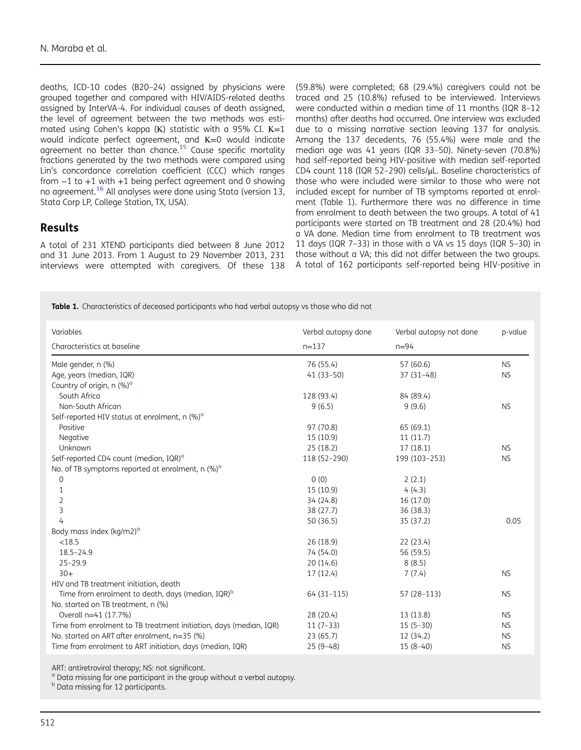deaths, ICD-10 codes (B20–24) assigned by physicians were grouped together and compared with HIV/AIDS-related deaths assigned by InterVA-4. For individual causes of death assigned, the level of agreement between the two methods was estimated using Cohen's kappa (Κ) statistic with a 95% CI. Κ=1 would indicate perfect agreement, and Κ=0 would indicate agreement no better than chance.[15] Cause specific mortality fractions generated by the two methods were compared using Lin's concordance correlation coefficient (CCC) which ranges from −1 to +1 with +1 being perfect agreement and 0 showing no agreement.[16] All analyses were done using Stata (version 13, Stata Corp LP, College Station, TX, USA).

## Results

A total of 231 XTEND participants died between 8 June 2012 and 31 June 2013. From 1 August to 29 November 2013, 231 interviews were attempted with caregivers. Of these 138 (59.8%) were completed; 68 (29.4%) caregivers could not be traced and 25 (10.8%) refused to be interviewed. Interviews were conducted within a median time of 11 months (IQR 8–12 months) after deaths had occurred. One interview was excluded due to a missing narrative section leaving 137 for analysis. Among the 137 decedents, 76 (55.4%) were male and the median age was 41 years (IQR 33–50). Ninety-seven (70.8%) had self-reported being HIV-positive with median self-reported CD4 count 118 (IQR 52–290) cells/μL. Baseline characteristics of those who were included were similar to those who were not included except for number of TB symptoms reported at enrolment (Table 1). Furthermore there was no difference in time from enrolment to death between the two groups. A total of 41 participants were started on TB treatment and 28 (20.4%) had a VA done. Median time from enrolment to TB treatment was 11 days (IQR 7–33) in those with a VA vs 15 days (IQR 5–30) in those without a VA; this did not differ between the two groups. A total of 162 participants self-reported being HIV-positive in

**Table 1.** Characteristics of deceased participants who had verbal autopsy vs those who did not

| Variables<br>Characteristics at baseline | Verbal autopsy done<br>n=137 | Verbal autopsy not done<br>n=94 | p-value |
|---|---|---|---|
| Male gender, n (%) | 76 (55.4) | 57 (60.6) | NS |
| Age, years (median, IQR) | 41 (33–50) | 37 (31–48) | NS |
| Country of origin, n (%)[a] | | | |
| South Africa | 128 (93.4) | 84 (89.4) | |
| Non-South African | 9 (6.5) | 9 (9.6) | NS |
| Self-reported HIV status at enrolment, n (%)[a] | | | |
| Positive | 97 (70.8) | 65 (69.1) | |
| Negative | 15 (10.9) | 11 (11.7) | |
| Unknown | 25 (18.2) | 17 (18.1) | NS |
| Self-reported CD4 count (median, IQR)[a] | 118 (52–290) | 199 (103–253) | NS |
| No. of TB symptoms reported at enrolment, n (%)[a] | | | |
| 0 | 0 (0) | 2 (2.1) | |
| 1 | 15 (10.9) | 4 (4.3) | |
| 2 | 34 (24.8) | 16 (17.0) | |
| 3 | 38 (27.7) | 36 (38.3) | |
| 4 | 50 (36.5) | 35 (37.2) | 0.05 |
| Body mass index (kg/m2)[a] | | | |
| <18.5 | 26 (18.9) | 22 (23.4) | |
| 18.5–24.9 | 74 (54.0) | 56 (59.5) | |
| 25–29.9 | 20 (14.6) | 8 (8.5) | |
| 30+ | 17 (12.4) | 7 (7.4) | NS |
| HIV and TB treatment initiation, death | | | |
| Time from enrolment to death, days (median, IQR)[b] | 64 (31–115) | 57 (28–113) | NS |
| No. started on TB treatment, n (%) | | | |
| Overall n=41 (17.7%) | 28 (20.4) | 13 (13.8) | NS |
| Time from enrolment to TB treatment initiation, days (median, IQR) | 11 (7–33) | 15 (5–30) | NS |
| No. started on ART after enrolment, n=35 (%) | 23 (65.7) | 12 (34.2) | NS |
| Time from enrolment to ART initiation, days (median, IQR) | 25 (9–48) | 15 (8–40) | NS |

ART: antiretroviral therapy; NS: not significant.
[a] Data missing for one participant in the group without a verbal autopsy.
[b] Data missing for 12 participants.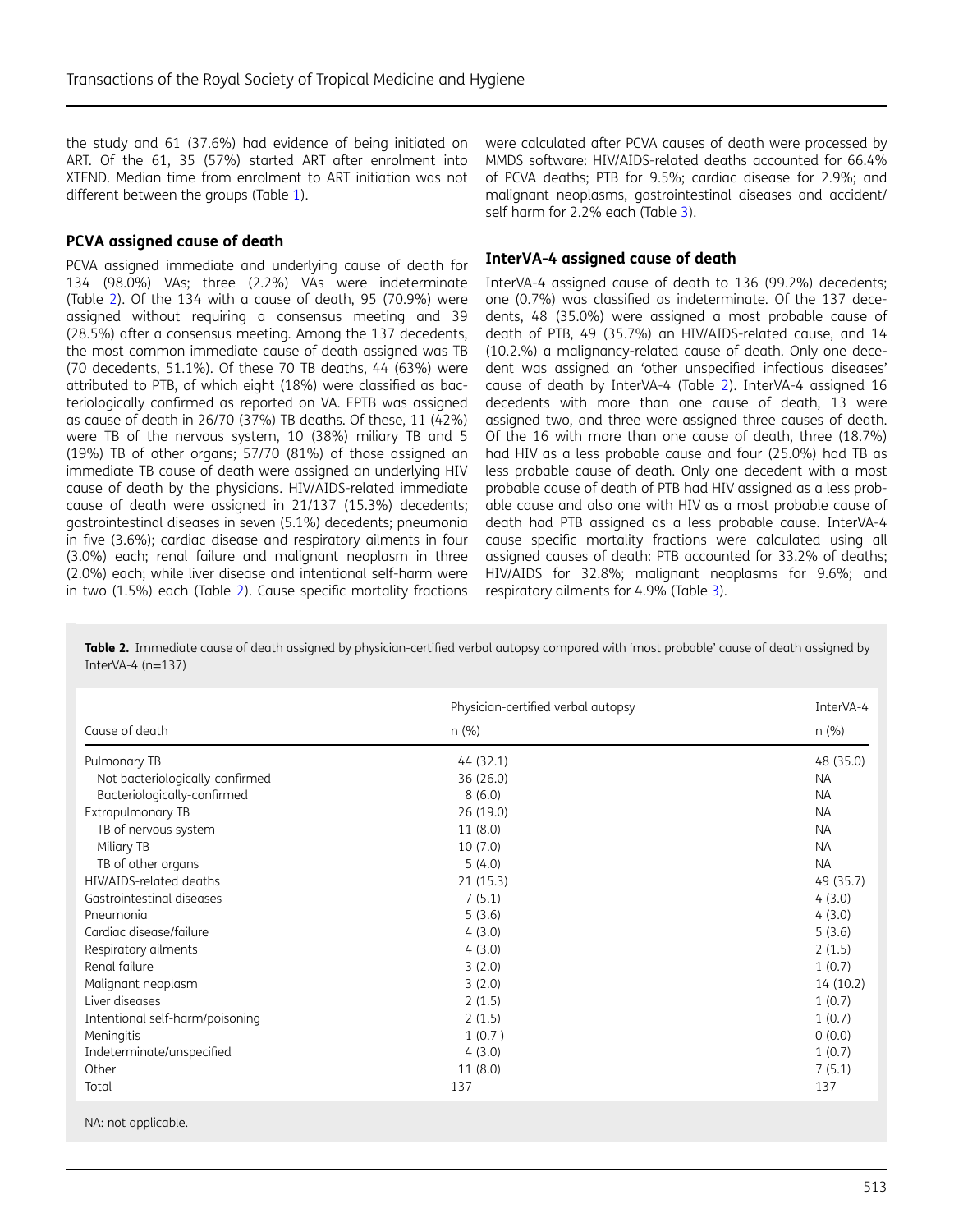the study and 61 (37.6%) had evidence of being initiated on ART. Of the 61, 35 (57%) started ART after enrolment into XTEND. Median time from enrolment to ART initiation was not different between the groups (Table 1).

### PCVA assigned cause of death

PCVA assigned immediate and underlying cause of death for 134 (98.0%) VAs; three (2.2%) VAs were indeterminate (Table 2). Of the 134 with a cause of death, 95 (70.9%) were assigned without requiring a consensus meeting and 39 (28.5%) after a consensus meeting. Among the 137 decedents, the most common immediate cause of death assigned was TB (70 decedents, 51.1%). Of these 70 TB deaths, 44 (63%) were attributed to PTB, of which eight (18%) were classified as bacteriologically confirmed as reported on VA. EPTB was assigned as cause of death in 26/70 (37%) TB deaths. Of these, 11 (42%) were TB of the nervous system, 10 (38%) miliary TB and 5 (19%) TB of other organs; 57/70 (81%) of those assigned an immediate TB cause of death were assigned an underlying HIV cause of death by the physicians. HIV/AIDS-related immediate cause of death were assigned in 21/137 (15.3%) decedents; gastrointestinal diseases in seven (5.1%) decedents; pneumonia in five (3.6%); cardiac disease and respiratory ailments in four (3.0%) each; renal failure and malignant neoplasm in three (2.0%) each; while liver disease and intentional self-harm were in two (1.5%) each (Table 2). Cause specific mortality fractions were calculated after PCVA causes of death were processed by MMDS software: HIV/AIDS-related deaths accounted for 66.4% of PCVA deaths; PTB for 9.5%; cardiac disease for 2.9%; and malignant neoplasms, gastrointestinal diseases and accident/self harm for 2.2% each (Table 3).

### InterVA-4 assigned cause of death

InterVA-4 assigned cause of death to 136 (99.2%) decedents; one (0.7%) was classified as indeterminate. Of the 137 decedents, 48 (35.0%) were assigned a most probable cause of death of PTB, 49 (35.7%) an HIV/AIDS-related cause, and 14 (10.2%) a malignancy-related cause of death. Only one decedent was assigned an 'other unspecified infectious diseases' cause of death by InterVA-4 (Table 2). InterVA-4 assigned 16 decedents with more than one cause of death, 13 were assigned two, and three were assigned three causes of death. Of the 16 with more than one cause of death, three (18.7%) had HIV as a less probable cause and four (25.0%) had TB as less probable cause of death. Only one decedent with a most probable cause of death of PTB had HIV assigned as a less probable cause and also one with HIV as a most probable cause of death had PTB assigned as a less probable cause. InterVA-4 cause specific mortality fractions were calculated using all assigned causes of death: PTB accounted for 33.2% of deaths; HIV/AIDS for 32.8%; malignant neoplasms for 9.6%; and respiratory ailments for 4.9% (Table 3).

**Table 2.** Immediate cause of death assigned by physician-certified verbal autopsy compared with 'most probable' cause of death assigned by InterVA-4 (n=137)

| Cause of death | Physician-certified verbal autopsy n (%) | InterVA-4 n (%) |
|---|---|---|
| Pulmonary TB | 44 (32.1) | 48 (35.0) |
| Not bacteriologically-confirmed | 36 (26.0) | NA |
| Bacteriologically-confirmed | 8 (6.0) | NA |
| Extrapulmonary TB | 26 (19.0) | NA |
| TB of nervous system | 11 (8.0) | NA |
| Miliary TB | 10 (7.0) | NA |
| TB of other organs | 5 (4.0) | NA |
| HIV/AIDS-related deaths | 21 (15.3) | 49 (35.7) |
| Gastrointestinal diseases | 7 (5.1) | 4 (3.0) |
| Pneumonia | 5 (3.6) | 4 (3.0) |
| Cardiac disease/failure | 4 (3.0) | 5 (3.6) |
| Respiratory ailments | 4 (3.0) | 2 (1.5) |
| Renal failure | 3 (2.0) | 1 (0.7) |
| Malignant neoplasm | 3 (2.0) | 14 (10.2) |
| Liver diseases | 2 (1.5) | 1 (0.7) |
| Intentional self-harm/poisoning | 2 (1.5) | 1 (0.7) |
| Meningitis | 1 (0.7 ) | 0 (0.0) |
| Indeterminate/unspecified | 4 (3.0) | 1 (0.7) |
| Other | 11 (8.0) | 7 (5.1) |
| Total | 137 | 137 |

NA: not applicable.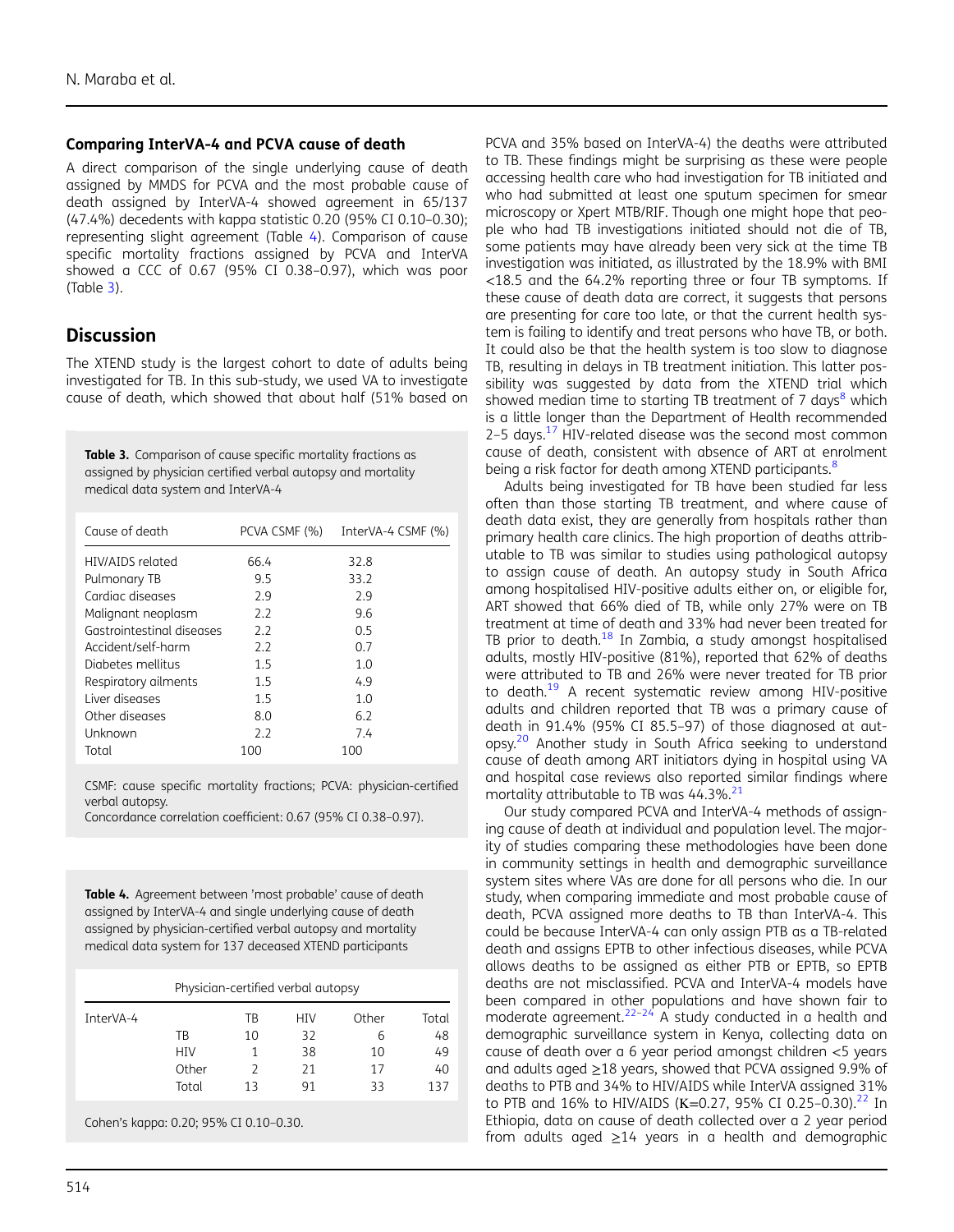### Comparing InterVA-4 and PCVA cause of death

A direct comparison of the single underlying cause of death assigned by MMDS for PCVA and the most probable cause of death assigned by InterVA-4 showed agreement in 65/137 (47.4%) decedents with kappa statistic 0.20 (95% CI 0.10–0.30); representing slight agreement (Table 4). Comparison of cause specific mortality fractions assigned by PCVA and InterVA showed a CCC of 0.67 (95% CI 0.38–0.97), which was poor (Table 3).

## Discussion

The XTEND study is the largest cohort to date of adults being investigated for TB. In this sub-study, we used VA to investigate cause of death, which showed that about half (51% based on PCVA and 35% based on InterVA-4) the deaths were attributed to TB. These findings might be surprising as these were people accessing health care who had investigation for TB initiated and who had submitted at least one sputum specimen for smear microscopy or Xpert MTB/RIF. Though one might hope that people who had TB investigations initiated should not die of TB, some patients may have already been very sick at the time TB investigation was initiated, as illustrated by the 18.9% with BMI <18.5 and the 64.2% reporting three or four TB symptoms. If these cause of death data are correct, it suggests that persons are presenting for care too late, or that the current health system is failing to identify and treat persons who have TB, or both. It could also be that the health system is too slow to diagnose TB, resulting in delays in TB treatment initiation. This latter possibility was suggested by data from the XTEND trial which showed median time to starting TB treatment of 7 days[8] which is a little longer than the Department of Health recommended 2–5 days.[17] HIV-related disease was the second most common cause of death, consistent with absence of ART at enrolment being a risk factor for death among XTEND participants.[8]

**Table 3.** Comparison of cause specific mortality fractions as assigned by physician certified verbal autopsy and mortality medical data system and InterVA-4

| Cause of death | PCVA CSMF (%) | InterVA-4 CSMF (%) |
|---|---|---|
| HIV/AIDS related | 66.4 | 32.8 |
| Pulmonary TB | 9.5 | 33.2 |
| Cardiac diseases | 2.9 | 2.9 |
| Malignant neoplasm | 2.2 | 9.6 |
| Gastrointestinal diseases | 2.2 | 0.5 |
| Accident/self-harm | 2.2 | 0.7 |
| Diabetes mellitus | 1.5 | 1.0 |
| Respiratory ailments | 1.5 | 4.9 |
| Liver diseases | 1.5 | 1.0 |
| Other diseases | 8.0 | 6.2 |
| Unknown | 2.2 | 7.4 |
| Total | 100 | 100 |

CSMF: cause specific mortality fractions; PCVA: physician-certified verbal autopsy.
Concordance correlation coefficient: 0.67 (95% CI 0.38–0.97).

**Table 4.** Agreement between 'most probable' cause of death assigned by InterVA-4 and single underlying cause of death assigned by physician-certified verbal autopsy and mortality medical data system for 137 deceased XTEND participants

| | | Physician-certified verbal autopsy | | | |
|---|---|---|---|---|---|
| InterVA-4 | | TB | HIV | Other | Total |
| | TB | 10 | 32 | 6 | 48 |
| | HIV | 1 | 38 | 10 | 49 |
| | Other | 2 | 21 | 17 | 40 |
| | Total | 13 | 91 | 33 | 137 |

Cohen's kappa: 0.20; 95% CI 0.10–0.30.

Adults being investigated for TB have been studied far less often than those starting TB treatment, and where cause of death data exist, they are generally from hospitals rather than primary health care clinics. The high proportion of deaths attributable to TB was similar to studies using pathological autopsy to assign cause of death. An autopsy study in South Africa among hospitalised HIV-positive adults either on, or eligible for, ART showed that 66% died of TB, while only 27% were on TB treatment at time of death and 33% had never been treated for TB prior to death.[18] In Zambia, a study amongst hospitalised adults, mostly HIV-positive (81%), reported that 62% of deaths were attributed to TB and 26% were never treated for TB prior to death.[19] A recent systematic review among HIV-positive adults and children reported that TB was a primary cause of death in 91.4% (95% CI 85.5–97) of those diagnosed at autopsy.[20] Another study in South Africa seeking to understand cause of death among ART initiators dying in hospital using VA and hospital case reviews also reported similar findings where mortality attributable to TB was 44.3%.[21]

Our study compared PCVA and InterVA-4 methods of assigning cause of death at individual and population level. The majority of studies comparing these methodologies have been done in community settings in health and demographic surveillance system sites where VAs are done for all persons who die. In our study, when comparing immediate and most probable cause of death, PCVA assigned more deaths to TB than InterVA-4. This could be because InterVA-4 can only assign PTB as a TB-related death and assigns EPTB to other infectious diseases, while PCVA allows deaths to be assigned as either PTB or EPTB, so EPTB deaths are not misclassified. PCVA and InterVA-4 models have been compared in other populations and have shown fair to moderate agreement.[22–24] A study conducted in a health and demographic surveillance system in Kenya, collecting data on cause of death over a 6 year period amongst children <5 years and adults aged ≥18 years, showed that PCVA assigned 9.9% of deaths to PTB and 34% to HIV/AIDS while InterVA assigned 31% to PTB and 16% to HIV/AIDS (K=0.27, 95% CI 0.25–0.30).[22] In Ethiopia, data on cause of death collected over a 2 year period from adults aged ≥14 years in a health and demographic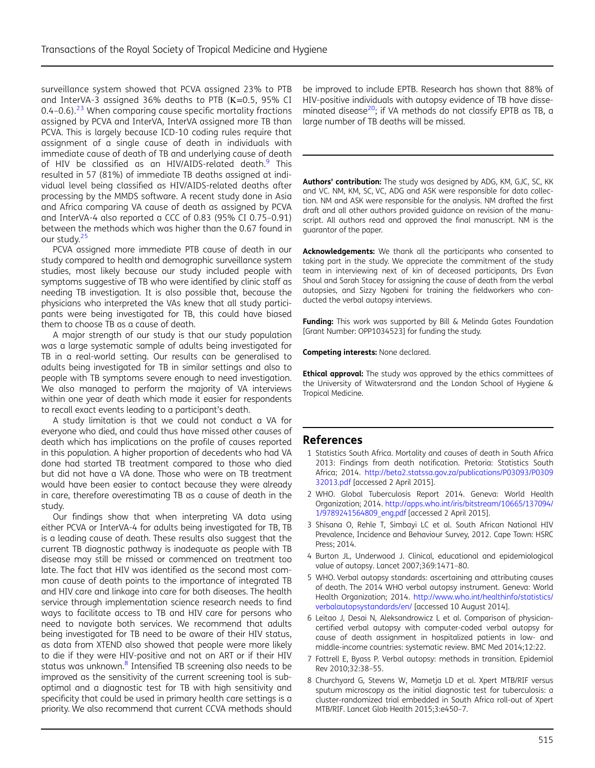surveillance system showed that PCVA assigned 23% to PTB and InterVA-3 assigned 36% deaths to PTB (K=0.5, 95% CI 0.4–0.6).[23] When comparing cause specific mortality fractions assigned by PCVA and InterVA, InterVA assigned more TB than PCVA. This is largely because ICD-10 coding rules require that assignment of a single cause of death in individuals with immediate cause of death of TB and underlying cause of death of HIV be classified as an HIV/AIDS-related death.[9] This resulted in 57 (81%) of immediate TB deaths assigned at individual level being classified as HIV/AIDS-related deaths after processing by the MMDS software. A recent study done in Asia and Africa comparing VA cause of death as assigned by PCVA and InterVA-4 also reported a CCC of 0.83 (95% CI 0.75–0.91) between the methods which was higher than the 0.67 found in our study.[25]

PCVA assigned more immediate PTB cause of death in our study compared to health and demographic surveillance system studies, most likely because our study included people with symptoms suggestive of TB who were identified by clinic staff as needing TB investigation. It is also possible that, because the physicians who interpreted the VAs knew that all study participants were being investigated for TB, this could have biased them to choose TB as a cause of death.

A major strength of our study is that our study population was a large systematic sample of adults being investigated for TB in a real-world setting. Our results can be generalised to adults being investigated for TB in similar settings and also to people with TB symptoms severe enough to need investigation. We also managed to perform the majority of VA interviews within one year of death which made it easier for respondents to recall exact events leading to a participant's death.

A study limitation is that we could not conduct a VA for everyone who died, and could thus have missed other causes of death which has implications on the profile of causes reported in this population. A higher proportion of decedents who had VA done had started TB treatment compared to those who died but did not have a VA done. Those who were on TB treatment would have been easier to contact because they were already in care, therefore overestimating TB as a cause of death in the study.

Our findings show that when interpreting VA data using either PCVA or InterVA-4 for adults being investigated for TB, TB is a leading cause of death. These results also suggest that the current TB diagnostic pathway is inadequate as people with TB disease may still be missed or commenced on treatment too late. The fact that HIV was identified as the second most common cause of death points to the importance of integrated TB and HIV care and linkage into care for both diseases. The health service through implementation science research needs to find ways to facilitate access to TB and HIV care for persons who need to navigate both services. We recommend that adults being investigated for TB need to be aware of their HIV status, as data from XTEND also showed that people were more likely to die if they were HIV-positive and not on ART or if their HIV status was unknown.[8] Intensified TB screening also needs to be improved as the sensitivity of the current screening tool is suboptimal and a diagnostic test for TB with high sensitivity and specificity that could be used in primary health care settings is a priority. We also recommend that current CCVA methods should be improved to include EPTB. Research has shown that 88% of HIV-positive individuals with autopsy evidence of TB have disseminated disease[20]; if VA methods do not classify EPTB as TB, a large number of TB deaths will be missed.

**Authors' contribution:** The study was designed by ADG, KM, GJC, SC, KK and VC. NM, KM, SC, VC, ADG and ASK were responsible for data collection. NM and ASK were responsible for the analysis. NM drafted the first draft and all other authors provided guidance on revision of the manuscript. All authors read and approved the final manuscript. NM is the guarantor of the paper.

**Acknowledgements:** We thank all the participants who consented to taking part in the study. We appreciate the commitment of the study team in interviewing next of kin of deceased participants, Drs Evan Shoul and Sarah Stacey for assigning the cause of death from the verbal autopsies, and Sizzy Ngobeni for training the fieldworkers who conducted the verbal autopsy interviews.

**Funding:** This work was supported by Bill & Melinda Gates Foundation [Grant Number: OPP1034523] for funding the study.

**Competing interests:** None declared.

**Ethical approval:** The study was approved by the ethics committees of the University of Witwatersrand and the London School of Hygiene & Tropical Medicine.

## References

1. Statistics South Africa. Mortality and causes of death in South Africa 2013: Findings from death notification. Pretoria: Statistics South Africa; 2014. http://beta2.statssa.gov.za/publications/P03093/P03093 2013.pdf [accessed 2 April 2015].
2. WHO. Global Tuberculosis Report 2014. Geneva: World Health Organization; 2014. http://apps.who.int/iris/bitstream/10665/137094/1/9789241564809_eng.pdf [accessed 2 April 2015].
3. Shisana O, Rehle T, Simbayi LC et al. South African National HIV Prevalence, Incidence and Behaviour Survey, 2012. Cape Town: HSRC Press; 2014.
4. Burton JL, Underwood J. Clinical, educational and epidemiological value of autopsy. Lancet 2007;369:1471–80.
5. WHO. Verbal autopsy standards: ascertaining and attributing causes of death. The 2014 WHO verbal autopsy instrument. Geneva: World Health Organization; 2014. http://www.who.int/healthinfo/statistics/verbalautopsystandards/en/ [accessed 10 August 2014].
6. Leitao J, Desai N, Aleksandrowicz L et al. Comparison of physician-certified verbal autopsy with computer-coded verbal autopsy for cause of death assignment in hospitalized patients in low- and middle-income countries: systematic review. BMC Med 2014;12:22.
7. Fottrell E, Byass P. Verbal autopsy: methods in transition. Epidemiol Rev 2010;32:38–55.
8. Churchyard G, Stevens W, Mametja LD et al. Xpert MTB/RIF versus sputum microscopy as the initial diagnostic test for tuberculosis: a cluster-randomized trial embedded in South Africa roll-out of Xpert MTB/RIF. Lancet Glob Health 2015;3:e450–7.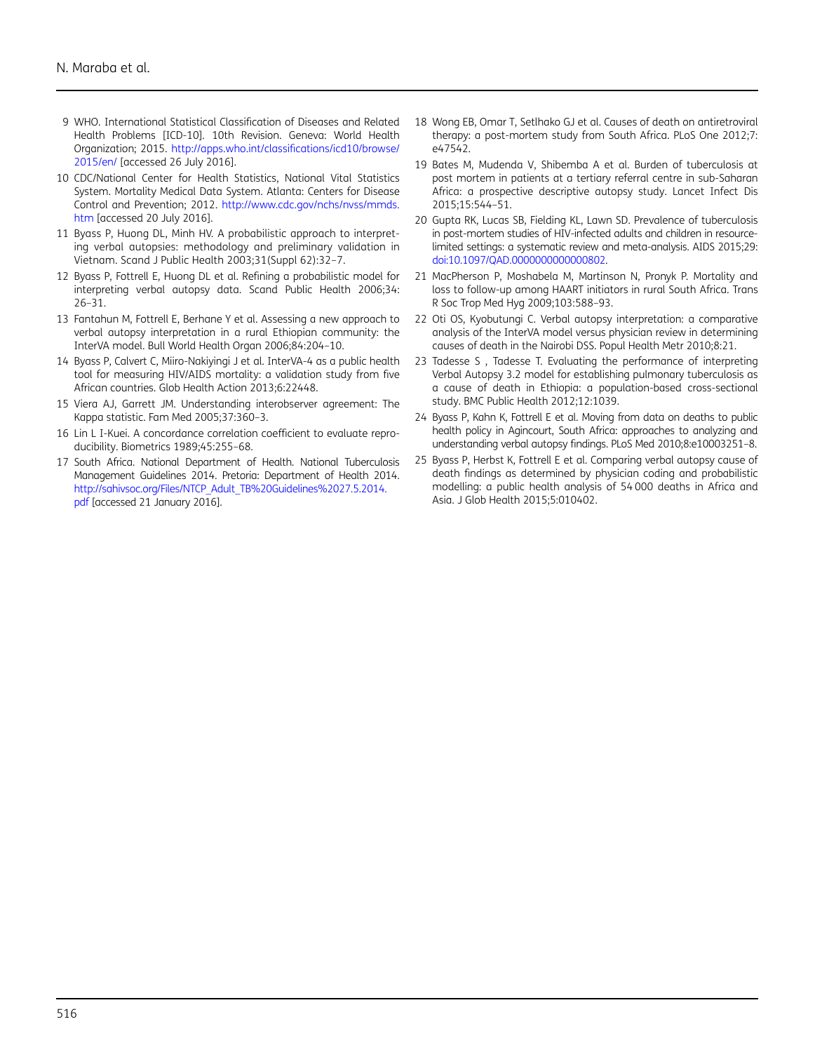9 WHO. International Statistical Classification of Diseases and Related Health Problems [ICD-10]. 10th Revision. Geneva: World Health Organization; 2015. http://apps.who.int/classifications/icd10/browse/2015/en/ [accessed 26 July 2016].

10 CDC/National Center for Health Statistics, National Vital Statistics System. Mortality Medical Data System. Atlanta: Centers for Disease Control and Prevention; 2012. http://www.cdc.gov/nchs/nvss/mmds.htm [accessed 20 July 2016].

11 Byass P, Huong DL, Minh HV. A probabilistic approach to interpreting verbal autopsies: methodology and preliminary validation in Vietnam. Scand J Public Health 2003;31(Suppl 62):32–7.

12 Byass P, Fottrell E, Huong DL et al. Refining a probabilistic model for interpreting verbal autopsy data. Scand Public Health 2006;34: 26–31.

13 Fantahun M, Fottrell E, Berhane Y et al. Assessing a new approach to verbal autopsy interpretation in a rural Ethiopian community: the InterVA model. Bull World Health Organ 2006;84:204–10.

14 Byass P, Calvert C, Miiro-Nakiyingi J et al. InterVA-4 as a public health tool for measuring HIV/AIDS mortality: a validation study from five African countries. Glob Health Action 2013;6:22448.

15 Viera AJ, Garrett JM. Understanding interobserver agreement: The Kappa statistic. Fam Med 2005;37:360–3.

16 Lin L I-Kuei. A concordance correlation coefficient to evaluate reproducibility. Biometrics 1989;45:255–68.

17 South Africa. National Department of Health. National Tuberculosis Management Guidelines 2014. Pretoria: Department of Health 2014. http://sahivsoc.org/Files/NTCP_Adult_TB%20Guidelines%2027.5.2014.pdf [accessed 21 January 2016].

18 Wong EB, Omar T, Setlhako GJ et al. Causes of death on antiretroviral therapy: a post-mortem study from South Africa. PLoS One 2012;7: e47542.

19 Bates M, Mudenda V, Shibemba A et al. Burden of tuberculosis at post mortem in patients at a tertiary referral centre in sub-Saharan Africa: a prospective descriptive autopsy study. Lancet Infect Dis 2015;15:544–51.

20 Gupta RK, Lucas SB, Fielding KL, Lawn SD. Prevalence of tuberculosis in post-mortem studies of HIV-infected adults and children in resource-limited settings: a systematic review and meta-analysis. AIDS 2015;29: doi:10.1097/QAD.0000000000000802.

21 MacPherson P, Moshabela M, Martinson N, Pronyk P. Mortality and loss to follow-up among HAART initiators in rural South Africa. Trans R Soc Trop Med Hyg 2009;103:588–93.

22 Oti OS, Kyobutungi C. Verbal autopsy interpretation: a comparative analysis of the InterVA model versus physician review in determining causes of death in the Nairobi DSS. Popul Health Metr 2010;8:21.

23 Tadesse S , Tadesse T. Evaluating the performance of interpreting Verbal Autopsy 3.2 model for establishing pulmonary tuberculosis as a cause of death in Ethiopia: a population-based cross-sectional study. BMC Public Health 2012;12:1039.

24 Byass P, Kahn K, Fottrell E et al. Moving from data on deaths to public health policy in Agincourt, South Africa: approaches to analyzing and understanding verbal autopsy findings. PLoS Med 2010;8:e10003251–8.

25 Byass P, Herbst K, Fottrell E et al. Comparing verbal autopsy cause of death findings as determined by physician coding and probabilistic modelling: a public health analysis of 54 000 deaths in Africa and Asia. J Glob Health 2015;5:010402.